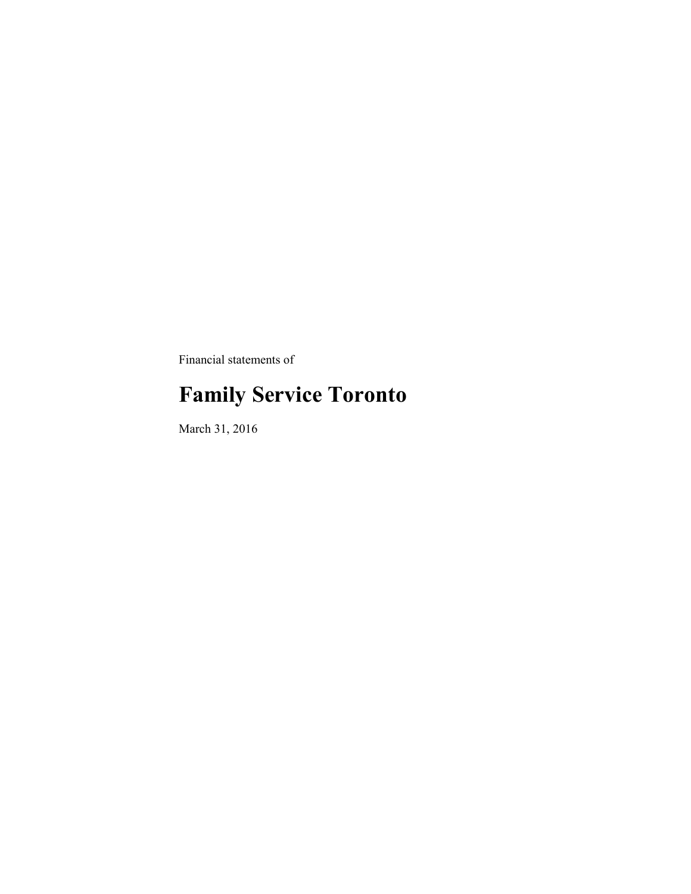Financial statements of

# Family Service Toronto

March 31, 2016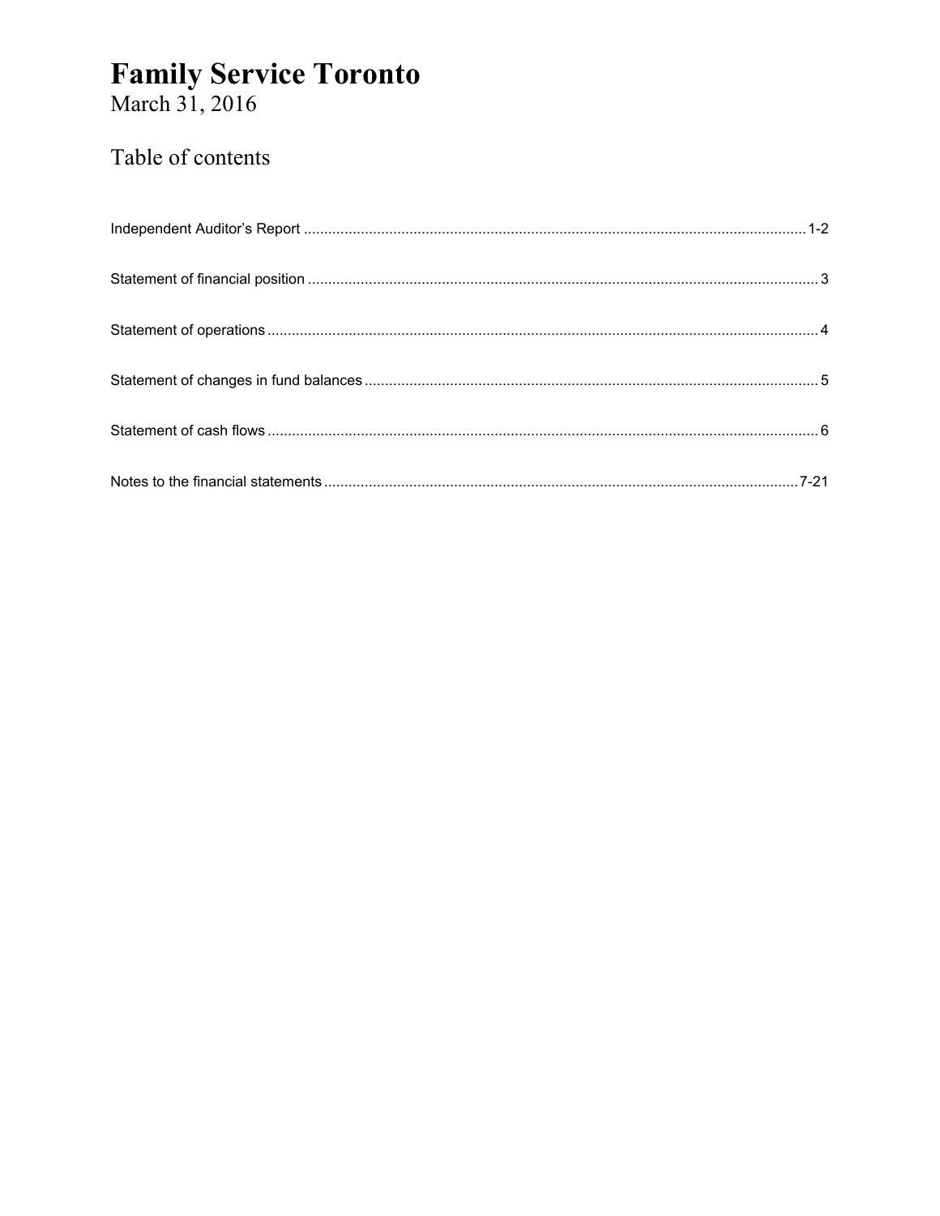# Family Service Toronto

March 31, 2016

## Table of contents

| | |
|---|---|
| Independent Auditor's Report | 1-2 |
| Statement of financial position | 3 |
| Statement of operations | 4 |
| Statement of changes in fund balances | 5 |
| Statement of cash flows | 6 |
| Notes to the financial statements | 7-21 |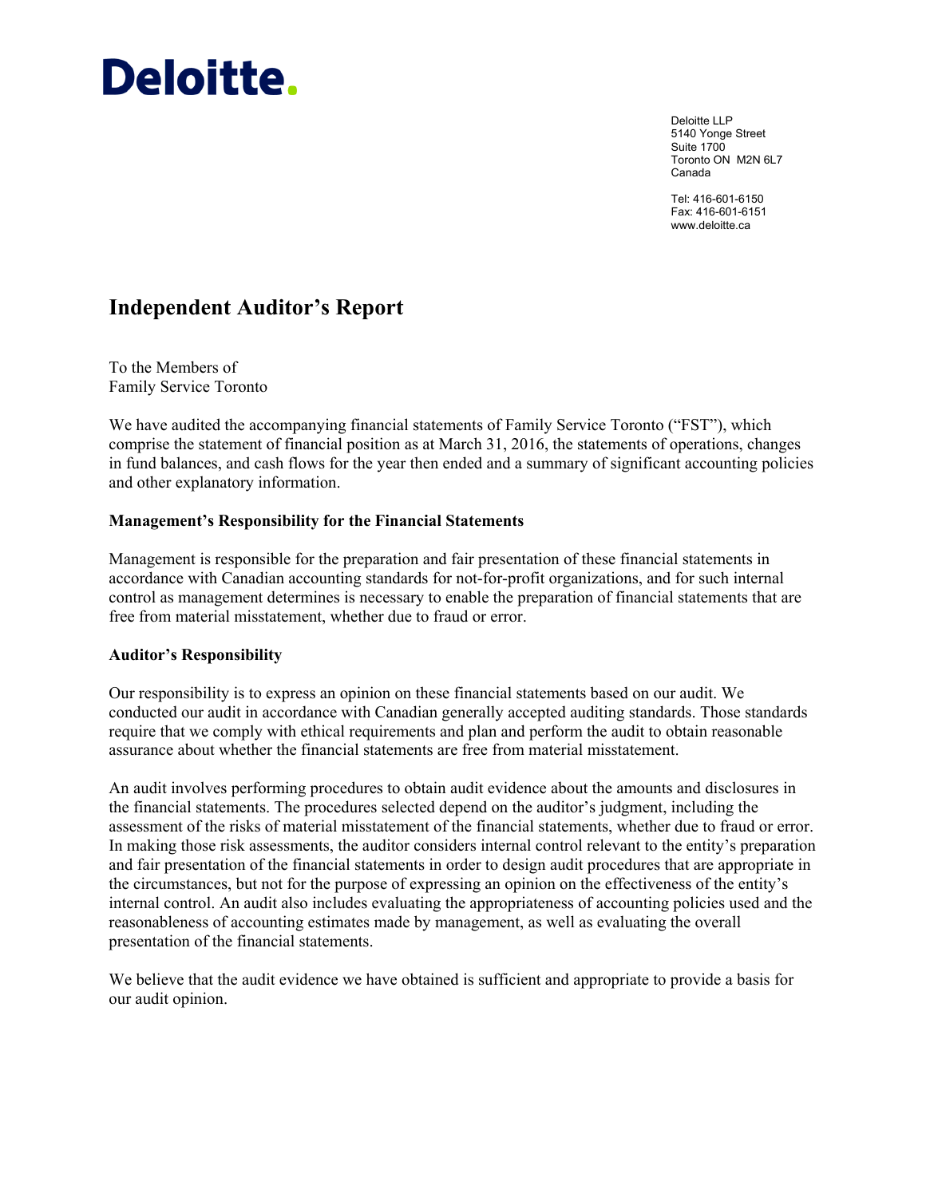# Deloitte.

Deloitte LLP
5140 Yonge Street
Suite 1700
Toronto ON M2N 6L7
Canada

Tel: 416-601-6150
Fax: 416-601-6151
www.deloitte.ca

## Independent Auditor's Report

To the Members of
Family Service Toronto

We have audited the accompanying financial statements of Family Service Toronto ("FST"), which comprise the statement of financial position as at March 31, 2016, the statements of operations, changes in fund balances, and cash flows for the year then ended and a summary of significant accounting policies and other explanatory information.

### Management's Responsibility for the Financial Statements

Management is responsible for the preparation and fair presentation of these financial statements in accordance with Canadian accounting standards for not-for-profit organizations, and for such internal control as management determines is necessary to enable the preparation of financial statements that are free from material misstatement, whether due to fraud or error.

### Auditor's Responsibility

Our responsibility is to express an opinion on these financial statements based on our audit. We conducted our audit in accordance with Canadian generally accepted auditing standards. Those standards require that we comply with ethical requirements and plan and perform the audit to obtain reasonable assurance about whether the financial statements are free from material misstatement.

An audit involves performing procedures to obtain audit evidence about the amounts and disclosures in the financial statements. The procedures selected depend on the auditor's judgment, including the assessment of the risks of material misstatement of the financial statements, whether due to fraud or error. In making those risk assessments, the auditor considers internal control relevant to the entity's preparation and fair presentation of the financial statements in order to design audit procedures that are appropriate in the circumstances, but not for the purpose of expressing an opinion on the effectiveness of the entity's internal control. An audit also includes evaluating the appropriateness of accounting policies used and the reasonableness of accounting estimates made by management, as well as evaluating the overall presentation of the financial statements.

We believe that the audit evidence we have obtained is sufficient and appropriate to provide a basis for our audit opinion.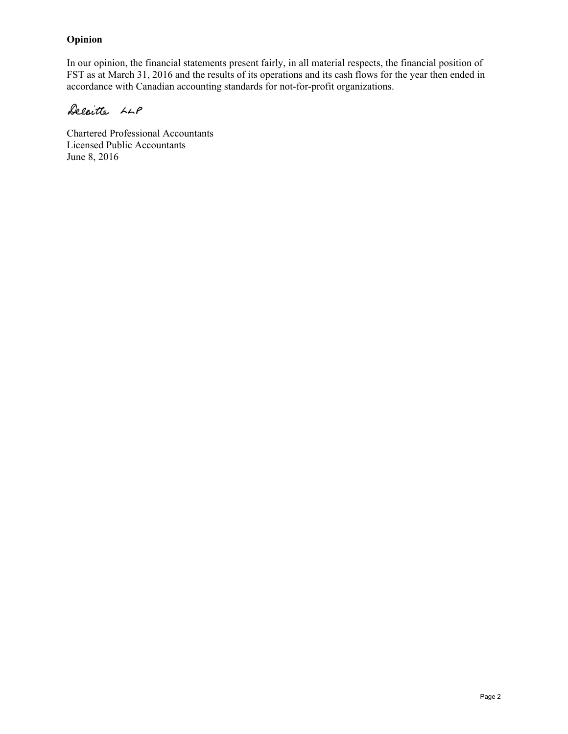**Opinion**

In our opinion, the financial statements present fairly, in all material respects, the financial position of FST as at March 31, 2016 and the results of its operations and its cash flows for the year then ended in accordance with Canadian accounting standards for not-for-profit organizations.

Deloitte LLP

Chartered Professional Accountants
Licensed Public Accountants
June 8, 2016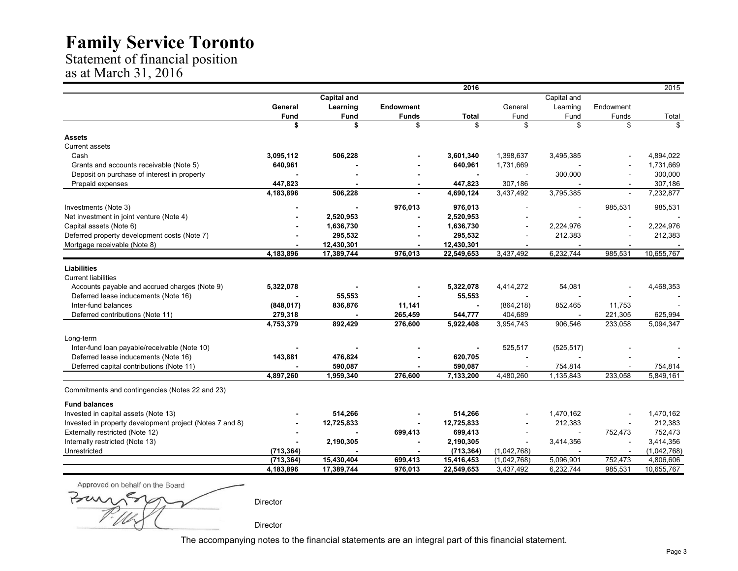# Family Service Toronto

## Statement of financial position

### as at March 31, 2016

| | 2016 | | | | 2015 | | | |
|---|---|---|---|---|---|---|---|---|
| | **General Fund** | **Capital and Learning Fund** | **Endowment Funds** | **Total** | General Fund | Capital and Learning Fund | Endowment Funds | Total |
| | **$** | **$** | **$** | **$** | $ | $ | $ | $ |
| **Assets** | | | | | | | | |
| Current assets | | | | | | | | |
| Cash | **3,095,112** | **506,228** | **-** | **3,601,340** | 1,398,637 | 3,495,385 | - | 4,894,022 |
| Grants and accounts receivable (Note 5) | **640,961** | **-** | **-** | **640,961** | 1,731,669 | - | - | 1,731,669 |
| Deposit on purchase of interest in property | **-** | **-** | **-** | **-** | - | 300,000 | - | 300,000 |
| Prepaid expenses | **447,823** | **-** | **-** | **447,823** | 307,186 | - | - | 307,186 |
| | **4,183,896** | **506,228** | **-** | **4,690,124** | 3,437,492 | 3,795,385 | - | 7,232,877 |
| Investments (Note 3) | **-** | **-** | **976,013** | **976,013** | - | - | 985,531 | 985,531 |
| Net investment in joint venture (Note 4) | **-** | **2,520,953** | **-** | **2,520,953** | - | - | - | - |
| Capital assets (Note 6) | **-** | **1,636,730** | **-** | **1,636,730** | - | 2,224,976 | - | 2,224,976 |
| Deferred property development costs (Note 7) | **-** | **295,532** | **-** | **295,532** | - | 212,383 | - | 212,383 |
| Mortgage receivable (Note 8) | **-** | **12,430,301** | **-** | **12,430,301** | - | - | - | - |
| | **4,183,896** | **17,389,744** | **976,013** | **22,549,653** | 3,437,492 | 6,232,744 | 985,531 | 10,655,767 |
| **Liabilities** | | | | | | | | |
| Current liabilities | | | | | | | | |
| Accounts payable and accrued charges (Note 9) | **5,322,078** | **-** | **-** | **5,322,078** | 4,414,272 | 54,081 | - | 4,468,353 |
| Deferred lease inducements (Note 16) | **-** | **55,553** | **-** | **55,553** | - | - | - | - |
| Inter-fund balances | **(848,017)** | **836,876** | **11,141** | **-** | (864,218) | 852,465 | 11,753 | - |
| Deferred contributions (Note 11) | **279,318** | **-** | **265,459** | **544,777** | 404,689 | - | 221,305 | 625,994 |
| | **4,753,379** | **892,429** | **276,600** | **5,922,408** | 3,954,743 | 906,546 | 233,058 | 5,094,347 |
| Long-term | | | | | | | | |
| Inter-fund loan payable/receivable (Note 10) | **-** | **-** | **-** | **-** | 525,517 | (525,517) | - | - |
| Deferred lease inducements (Note 16) | **143,881** | **476,824** | **-** | **620,705** | - | - | - | - |
| Deferred capital contributions (Note 11) | **-** | **590,087** | **-** | **590,087** | - | 754,814 | - | 754,814 |
| | **4,897,260** | **1,959,340** | **276,600** | **7,133,200** | 4,480,260 | 1,135,843 | 233,058 | 5,849,161 |
| Commitments and contingencies (Notes 22 and 23) | | | | | | | | |
| **Fund balances** | | | | | | | | |
| Invested in capital assets (Note 13) | **-** | **514,266** | **-** | **514,266** | - | 1,470,162 | - | 1,470,162 |
| Invested in property development project (Notes 7 and 8) | **-** | **12,725,833** | **-** | **12,725,833** | - | 212,383 | - | 212,383 |
| Externally restricted (Note 12) | **-** | **-** | **699,413** | **699,413** | - | - | 752,473 | 752,473 |
| Internally restricted (Note 13) | **-** | **2,190,305** | **-** | **2,190,305** | - | 3,414,356 | - | 3,414,356 |
| Unrestricted | **(713,364)** | **-** | **-** | **(713,364)** | (1,042,768) | - | - | (1,042,768) |
| | **(713,364)** | **15,430,404** | **699,413** | **15,416,453** | (1,042,768) | 5,096,901 | 752,473 | 4,806,606 |
| | **4,183,896** | **17,389,744** | **976,013** | **22,549,653** | 3,437,492 | 6,232,744 | 985,531 | 10,655,767 |

Approved on behalf on the Board

Director

Director

The accompanying notes to the financial statements are an integral part of this financial statement.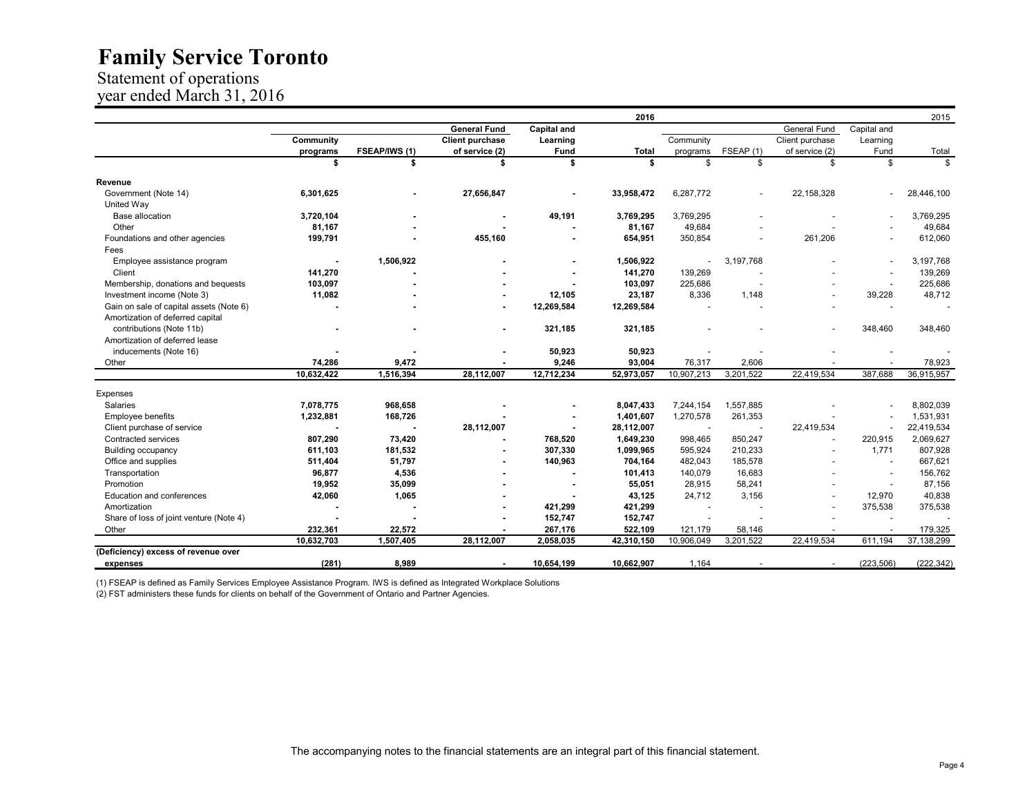# Family Service Toronto

Statement of operations
year ended March 31, 2016

| | 2016 | | | | | 2015 | | | | | |
|---|---|---|---|---|---|---|---|---|---|---|---|
| | Community programs | FSEAP/IWS (1) | General Fund Client purchase of service (2) | Capital and Learning Fund | Total | Community programs | FSEAP (1) | General Fund Client purchase of service (2) | Capital and Learning Fund | Total |
| | **$** | **$** | **$** | **$** | **$** | $ | $ | $ | $ | $ |
| **Revenue** | | | | | | | | | | |
| Government (Note 14) | **6,301,625** | **-** | **27,656,847** | **-** | **33,958,472** | 6,287,772 | - | 22,158,328 | - | 28,446,100 |
| United Way | | | | | | | | | | |
| Base allocation | **3,720,104** | **-** | **-** | **49,191** | **3,769,295** | 3,769,295 | - | - | - | 3,769,295 |
| Other | **81,167** | **-** | **-** | **-** | **81,167** | 49,684 | - | - | - | 49,684 |
| Foundations and other agencies | **199,791** | **-** | **455,160** | **-** | **654,951** | 350,854 | - | 261,206 | - | 612,060 |
| Fees | | | | | | | | | | |
| Employee assistance program | **-** | **1,506,922** | **-** | **-** | **1,506,922** | - | 3,197,768 | - | - | 3,197,768 |
| Client | **141,270** | **-** | **-** | **-** | **141,270** | 139,269 | - | - | - | 139,269 |
| Membership, donations and bequests | **103,097** | **-** | **-** | **-** | **103,097** | 225,686 | - | - | - | 225,686 |
| Investment income (Note 3) | **11,082** | **-** | **-** | **12,105** | **23,187** | 8,336 | 1,148 | - | 39,228 | 48,712 |
| Gain on sale of capital assets (Note 6) | **-** | **-** | **-** | **12,269,584** | **12,269,584** | - | - | - | - | - |
| Amortization of deferred capital contributions (Note 11b) | **-** | **-** | **-** | **321,185** | **321,185** | - | - | - | 348,460 | 348,460 |
| Amortization of deferred lease inducements (Note 16) | **-** | **-** | **-** | **50,923** | **50,923** | - | - | - | - | - |
| Other | **74,286** | **9,472** | **-** | **9,246** | **93,004** | 76,317 | 2,606 | - | - | 78,923 |
| | **10,632,422** | **1,516,394** | **28,112,007** | **12,712,234** | **52,973,057** | 10,907,213 | 3,201,522 | 22,419,534 | 387,688 | 36,915,957 |
| Expenses | | | | | | | | | | |
| Salaries | **7,078,775** | **968,658** | **-** | **-** | **8,047,433** | 7,244,154 | 1,557,885 | - | - | 8,802,039 |
| Employee benefits | **1,232,881** | **168,726** | **-** | **-** | **1,401,607** | 1,270,578 | 261,353 | - | - | 1,531,931 |
| Client purchase of service | **-** | **-** | **28,112,007** | **-** | **28,112,007** | - | - | 22,419,534 | - | 22,419,534 |
| Contracted services | **807,290** | **73,420** | **-** | **768,520** | **1,649,230** | 998,465 | 850,247 | - | 220,915 | 2,069,627 |
| Building occupancy | **611,103** | **181,532** | **-** | **307,330** | **1,099,965** | 595,924 | 210,233 | - | 1,771 | 807,928 |
| Office and supplies | **511,404** | **51,797** | **-** | **140,963** | **704,164** | 482,043 | 185,578 | - | - | 667,621 |
| Transportation | **96,877** | **4,536** | **-** | **-** | **101,413** | 140,079 | 16,683 | - | - | 156,762 |
| Promotion | **19,952** | **35,099** | **-** | **-** | **55,051** | 28,915 | 58,241 | - | - | 87,156 |
| Education and conferences | **42,060** | **1,065** | **-** | **-** | **43,125** | 24,712 | 3,156 | - | 12,970 | 40,838 |
| Amortization | **-** | **-** | **-** | **421,299** | **421,299** | - | - | - | 375,538 | 375,538 |
| Share of loss of joint venture (Note 4) | **-** | **-** | **-** | **152,747** | **152,747** | - | - | - | - | - |
| Other | **232,361** | **22,572** | **-** | **267,176** | **522,109** | 121,179 | 58,146 | - | - | 179,325 |
| | **10,632,703** | **1,507,405** | **28,112,007** | **2,058,035** | **42,310,150** | 10,906,049 | 3,201,522 | 22,419,534 | 611,194 | 37,138,299 |
| **(Deficiency) excess of revenue over expenses** | **(281)** | **8,989** | **-** | **10,654,199** | **10,662,907** | 1,164 | - | - | (223,506) | (222,342) |

(1) FSEAP is defined as Family Services Employee Assistance Program. IWS is defined as Integrated Workplace Solutions
(2) FST administers these funds for clients on behalf of the Government of Ontario and Partner Agencies.

The accompanying notes to the financial statements are an integral part of this financial statement.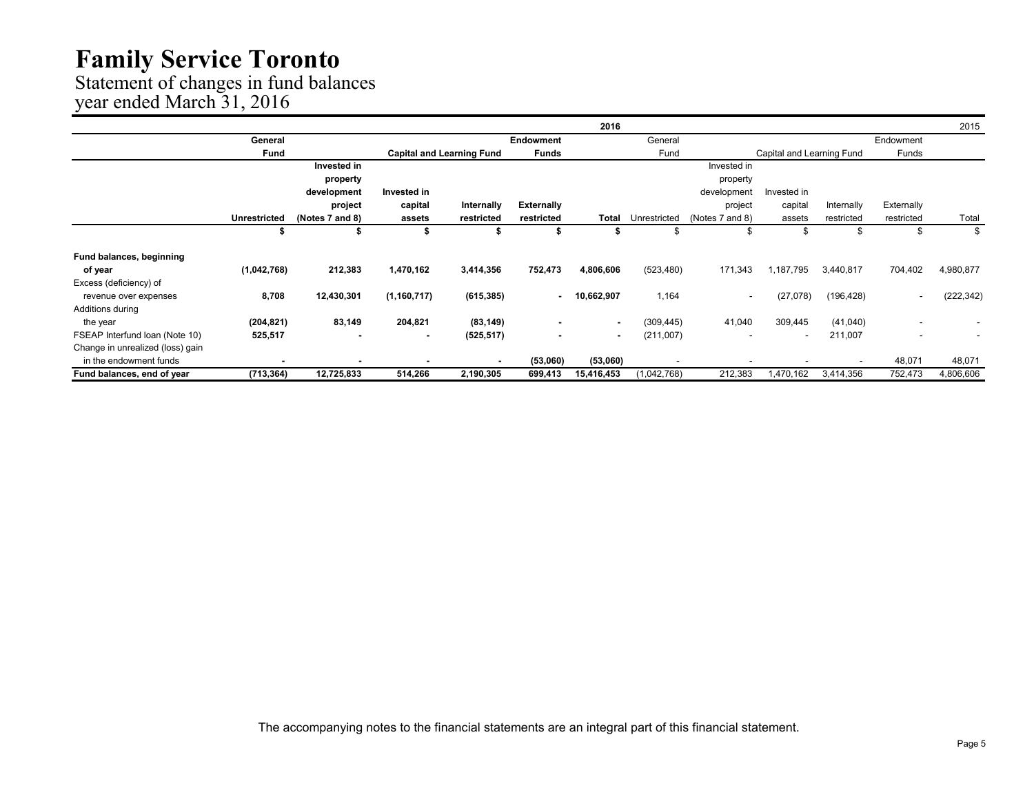# Family Service Toronto

## Statement of changes in fund balances
## year ended March 31, 2016

| | 2016 | | | | | | 2015 | | | | | |
|---|---|---|---|---|---|---|---|---|---|---|---|---|
| | General Fund | Capital and Learning Fund | | | Endowment Funds | | General Fund | Capital and Learning Fund | | | Endowment Funds | |
| | Unrestricted | Invested in property development project (Notes 7 and 8) | Invested in capital assets | Internally restricted | Externally restricted | Total | Unrestricted | Invested in property development project (Notes 7 and 8) | Invested in capital assets | Internally restricted | Externally restricted | Total |
| | $ | $ | $ | $ | $ | $ | $ | $ | $ | $ | $ | $ |
| **Fund balances, beginning of year** | **(1,042,768)** | **212,383** | **1,470,162** | **3,414,356** | **752,473** | **4,806,606** | (523,480) | 171,343 | 1,187,795 | 3,440,817 | 704,402 | 4,980,877 |
| Excess (deficiency) of revenue over expenses | **8,708** | **12,430,301** | **(1,160,717)** | **(615,385)** | **-** | **10,662,907** | 1,164 | - | (27,078) | (196,428) | - | (222,342) |
| Additions during the year | **(204,821)** | **83,149** | **204,821** | **(83,149)** | **-** | **-** | (309,445) | 41,040 | 309,445 | (41,040) | - | - |
| FSEAP Interfund loan (Note 10) | **525,517** | **-** | **-** | **(525,517)** | **-** | **-** | (211,007) | - | - | 211,007 | - | - |
| Change in unrealized (loss) gain in the endowment funds | **-** | **-** | **-** | **-** | **(53,060)** | **(53,060)** | - | - | - | - | 48,071 | 48,071 |
| **Fund balances, end of year** | **(713,364)** | **12,725,833** | **514,266** | **2,190,305** | **699,413** | **15,416,453** | (1,042,768) | 212,383 | 1,470,162 | 3,414,356 | 752,473 | 4,806,606 |

The accompanying notes to the financial statements are an integral part of this financial statement.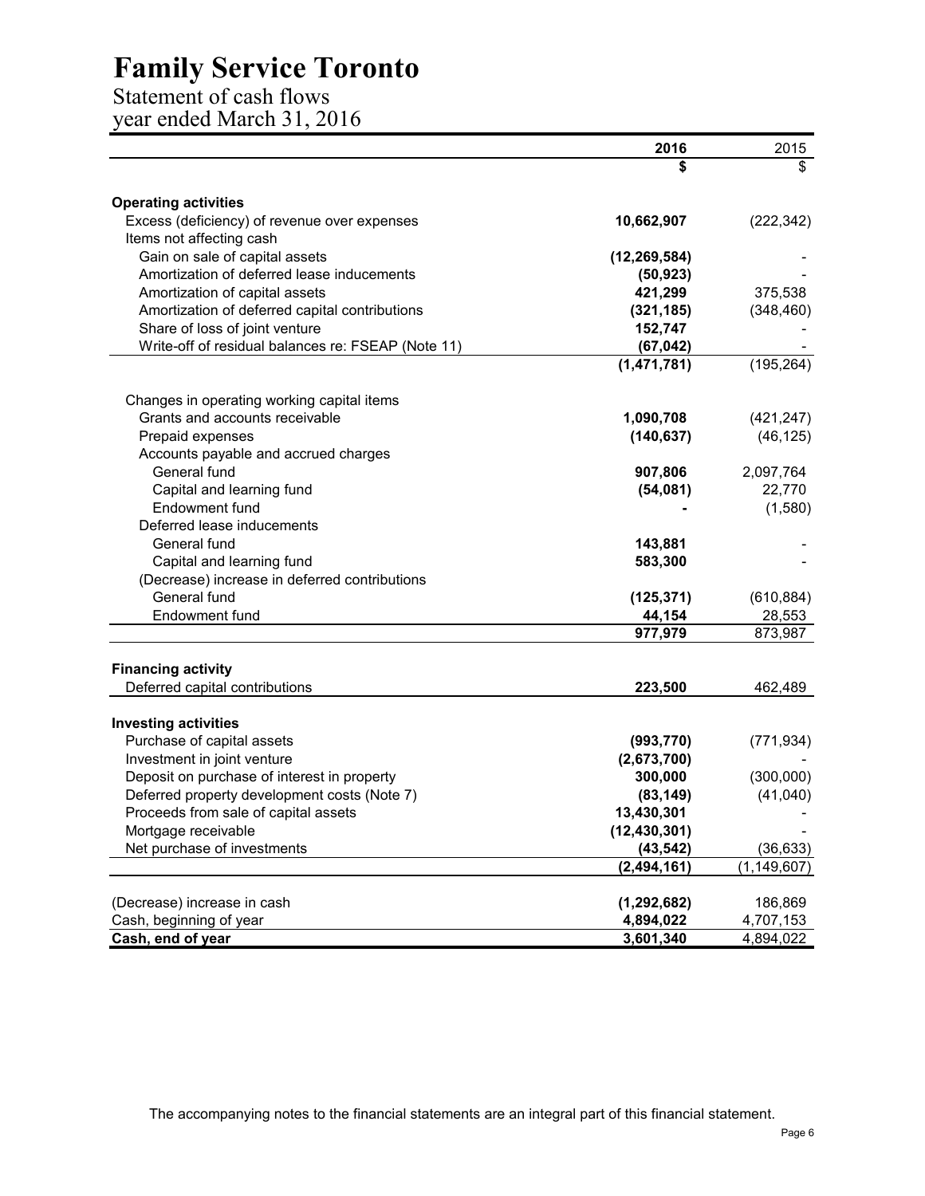# Family Service Toronto

## Statement of cash flows
year ended March 31, 2016

| | 2016 | 2015 |
|---|---|---|
| | $ | $ |
| **Operating activities** | | |
| Excess (deficiency) of revenue over expenses | 10,662,907 | (222,342) |
| Items not affecting cash | | |
| Gain on sale of capital assets | (12,269,584) | - |
| Amortization of deferred lease inducements | (50,923) | - |
| Amortization of capital assets | 421,299 | 375,538 |
| Amortization of deferred capital contributions | (321,185) | (348,460) |
| Share of loss of joint venture | 152,747 | - |
| Write-off of residual balances re: FSEAP (Note 11) | (67,042) | - |
| | (1,471,781) | (195,264) |
| Changes in operating working capital items | | |
| Grants and accounts receivable | 1,090,708 | (421,247) |
| Prepaid expenses | (140,637) | (46,125) |
| Accounts payable and accrued charges | | |
| General fund | 907,806 | 2,097,764 |
| Capital and learning fund | (54,081) | 22,770 |
| Endowment fund | - | (1,580) |
| Deferred lease inducements | | |
| General fund | 143,881 | - |
| Capital and learning fund | 583,300 | - |
| (Decrease) increase in deferred contributions | | |
| General fund | (125,371) | (610,884) |
| Endowment fund | 44,154 | 28,553 |
| | 977,979 | 873,987 |
| **Financing activity** | | |
| Deferred capital contributions | 223,500 | 462,489 |
| **Investing activities** | | |
| Purchase of capital assets | (993,770) | (771,934) |
| Investment in joint venture | (2,673,700) | - |
| Deposit on purchase of interest in property | 300,000 | (300,000) |
| Deferred property development costs (Note 7) | (83,149) | (41,040) |
| Proceeds from sale of capital assets | 13,430,301 | - |
| Mortgage receivable | (12,430,301) | - |
| Net purchase of investments | (43,542) | (36,633) |
| | (2,494,161) | (1,149,607) |
| (Decrease) increase in cash | (1,292,682) | 186,869 |
| Cash, beginning of year | 4,894,022 | 4,707,153 |
| **Cash, end of year** | 3,601,340 | 4,894,022 |

The accompanying notes to the financial statements are an integral part of this financial statement.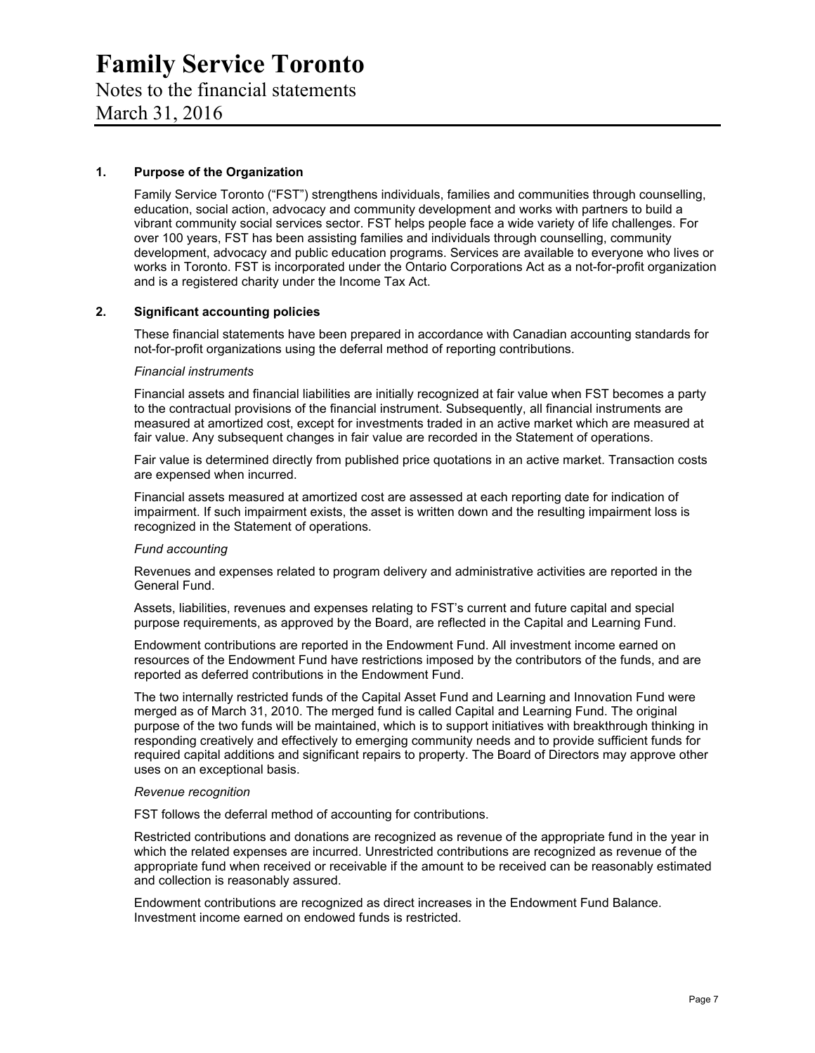# Family Service Toronto

Notes to the financial statements

March 31, 2016

### 1. Purpose of the Organization

Family Service Toronto ("FST") strengthens individuals, families and communities through counselling, education, social action, advocacy and community development and works with partners to build a vibrant community social services sector. FST helps people face a wide variety of life challenges. For over 100 years, FST has been assisting families and individuals through counselling, community development, advocacy and public education programs. Services are available to everyone who lives or works in Toronto. FST is incorporated under the Ontario Corporations Act as a not-for-profit organization and is a registered charity under the Income Tax Act.

### 2. Significant accounting policies

These financial statements have been prepared in accordance with Canadian accounting standards for not-for-profit organizations using the deferral method of reporting contributions.

*Financial instruments*

Financial assets and financial liabilities are initially recognized at fair value when FST becomes a party to the contractual provisions of the financial instrument. Subsequently, all financial instruments are measured at amortized cost, except for investments traded in an active market which are measured at fair value. Any subsequent changes in fair value are recorded in the Statement of operations.

Fair value is determined directly from published price quotations in an active market. Transaction costs are expensed when incurred.

Financial assets measured at amortized cost are assessed at each reporting date for indication of impairment. If such impairment exists, the asset is written down and the resulting impairment loss is recognized in the Statement of operations.

*Fund accounting*

Revenues and expenses related to program delivery and administrative activities are reported in the General Fund.

Assets, liabilities, revenues and expenses relating to FST's current and future capital and special purpose requirements, as approved by the Board, are reflected in the Capital and Learning Fund.

Endowment contributions are reported in the Endowment Fund. All investment income earned on resources of the Endowment Fund have restrictions imposed by the contributors of the funds, and are reported as deferred contributions in the Endowment Fund.

The two internally restricted funds of the Capital Asset Fund and Learning and Innovation Fund were merged as of March 31, 2010. The merged fund is called Capital and Learning Fund. The original purpose of the two funds will be maintained, which is to support initiatives with breakthrough thinking in responding creatively and effectively to emerging community needs and to provide sufficient funds for required capital additions and significant repairs to property. The Board of Directors may approve other uses on an exceptional basis.

*Revenue recognition*

FST follows the deferral method of accounting for contributions.

Restricted contributions and donations are recognized as revenue of the appropriate fund in the year in which the related expenses are incurred. Unrestricted contributions are recognized as revenue of the appropriate fund when received or receivable if the amount to be received can be reasonably estimated and collection is reasonably assured.

Endowment contributions are recognized as direct increases in the Endowment Fund Balance. Investment income earned on endowed funds is restricted.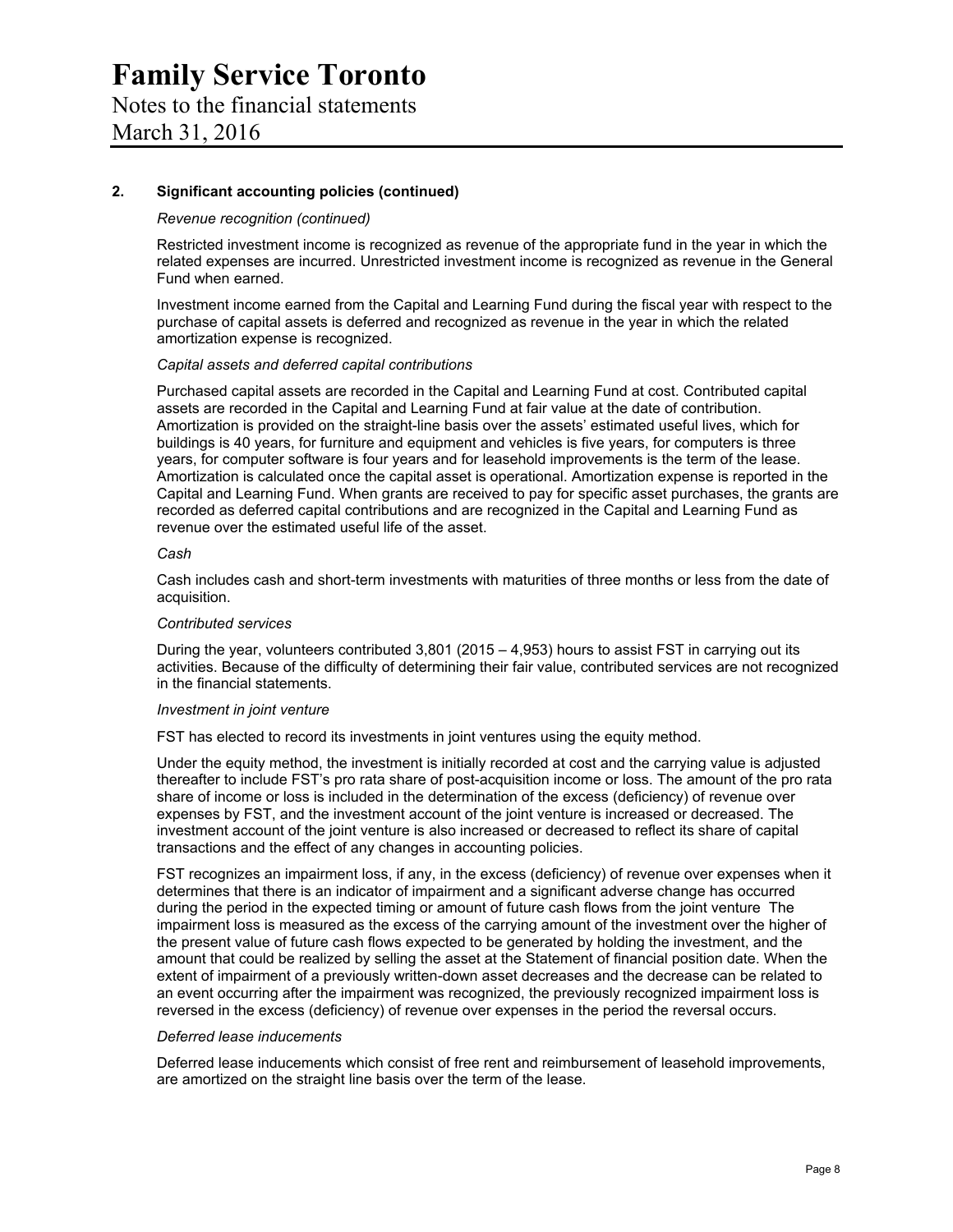# Family Service Toronto

Notes to the financial statements
March 31, 2016

**2. Significant accounting policies (continued)**

*Revenue recognition (continued)*

Restricted investment income is recognized as revenue of the appropriate fund in the year in which the related expenses are incurred. Unrestricted investment income is recognized as revenue in the General Fund when earned.

Investment income earned from the Capital and Learning Fund during the fiscal year with respect to the purchase of capital assets is deferred and recognized as revenue in the year in which the related amortization expense is recognized.

*Capital assets and deferred capital contributions*

Purchased capital assets are recorded in the Capital and Learning Fund at cost. Contributed capital assets are recorded in the Capital and Learning Fund at fair value at the date of contribution. Amortization is provided on the straight-line basis over the assets' estimated useful lives, which for buildings is 40 years, for furniture and equipment and vehicles is five years, for computers is three years, for computer software is four years and for leasehold improvements is the term of the lease. Amortization is calculated once the capital asset is operational. Amortization expense is reported in the Capital and Learning Fund. When grants are received to pay for specific asset purchases, the grants are recorded as deferred capital contributions and are recognized in the Capital and Learning Fund as revenue over the estimated useful life of the asset.

*Cash*

Cash includes cash and short-term investments with maturities of three months or less from the date of acquisition.

*Contributed services*

During the year, volunteers contributed 3,801 (2015 – 4,953) hours to assist FST in carrying out its activities. Because of the difficulty of determining their fair value, contributed services are not recognized in the financial statements.

*Investment in joint venture*

FST has elected to record its investments in joint ventures using the equity method.

Under the equity method, the investment is initially recorded at cost and the carrying value is adjusted thereafter to include FST's pro rata share of post-acquisition income or loss. The amount of the pro rata share of income or loss is included in the determination of the excess (deficiency) of revenue over expenses by FST, and the investment account of the joint venture is increased or decreased. The investment account of the joint venture is also increased or decreased to reflect its share of capital transactions and the effect of any changes in accounting policies.

FST recognizes an impairment loss, if any, in the excess (deficiency) of revenue over expenses when it determines that there is an indicator of impairment and a significant adverse change has occurred during the period in the expected timing or amount of future cash flows from the joint venture The impairment loss is measured as the excess of the carrying amount of the investment over the higher of the present value of future cash flows expected to be generated by holding the investment, and the amount that could be realized by selling the asset at the Statement of financial position date. When the extent of impairment of a previously written-down asset decreases and the decrease can be related to an event occurring after the impairment was recognized, the previously recognized impairment loss is reversed in the excess (deficiency) of revenue over expenses in the period the reversal occurs.

*Deferred lease inducements*

Deferred lease inducements which consist of free rent and reimbursement of leasehold improvements, are amortized on the straight line basis over the term of the lease.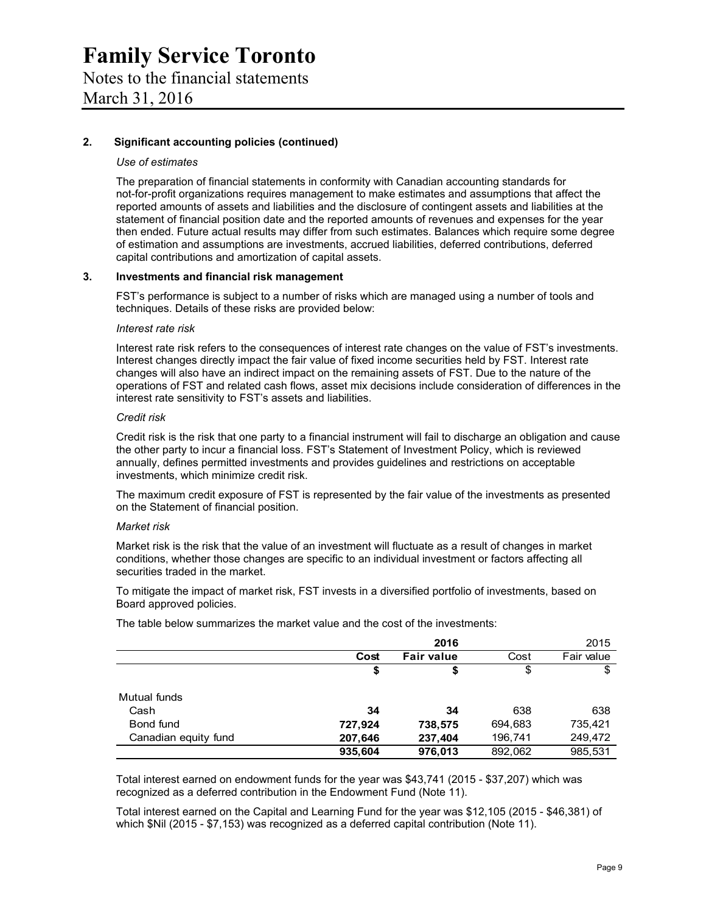# Family Service Toronto

Notes to the financial statements

March 31, 2016

## 2. Significant accounting policies (continued)

*Use of estimates*

The preparation of financial statements in conformity with Canadian accounting standards for not-for-profit organizations requires management to make estimates and assumptions that affect the reported amounts of assets and liabilities and the disclosure of contingent assets and liabilities at the statement of financial position date and the reported amounts of revenues and expenses for the year then ended. Future actual results may differ from such estimates. Balances which require some degree of estimation and assumptions are investments, accrued liabilities, deferred contributions, deferred capital contributions and amortization of capital assets.

## 3. Investments and financial risk management

FST's performance is subject to a number of risks which are managed using a number of tools and techniques. Details of these risks are provided below:

*Interest rate risk*

Interest rate risk refers to the consequences of interest rate changes on the value of FST's investments. Interest changes directly impact the fair value of fixed income securities held by FST. Interest rate changes will also have an indirect impact on the remaining assets of FST. Due to the nature of the operations of FST and related cash flows, asset mix decisions include consideration of differences in the interest rate sensitivity to FST's assets and liabilities.

*Credit risk*

Credit risk is the risk that one party to a financial instrument will fail to discharge an obligation and cause the other party to incur a financial loss. FST's Statement of Investment Policy, which is reviewed annually, defines permitted investments and provides guidelines and restrictions on acceptable investments, which minimize credit risk.

The maximum credit exposure of FST is represented by the fair value of the investments as presented on the Statement of financial position.

*Market risk*

Market risk is the risk that the value of an investment will fluctuate as a result of changes in market conditions, whether those changes are specific to an individual investment or factors affecting all securities traded in the market.

To mitigate the impact of market risk, FST invests in a diversified portfolio of investments, based on Board approved policies.

The table below summarizes the market value and the cost of the investments:

| | **2016** | | 2015 | |
|---|---|---|---|---|
| | **Cost** | **Fair value** | Cost | Fair value |
| | **$** | **$** | $ | $ |
| Mutual funds | | | | |
| Cash | **34** | **34** | 638 | 638 |
| Bond fund | **727,924** | **738,575** | 694,683 | 735,421 |
| Canadian equity fund | **207,646** | **237,404** | 196,741 | 249,472 |
| | **935,604** | **976,013** | 892,062 | 985,531 |

Total interest earned on endowment funds for the year was $43,741 (2015 - $37,207) which was recognized as a deferred contribution in the Endowment Fund (Note 11).

Total interest earned on the Capital and Learning Fund for the year was $12,105 (2015 - $46,381) of which $Nil (2015 - $7,153) was recognized as a deferred capital contribution (Note 11).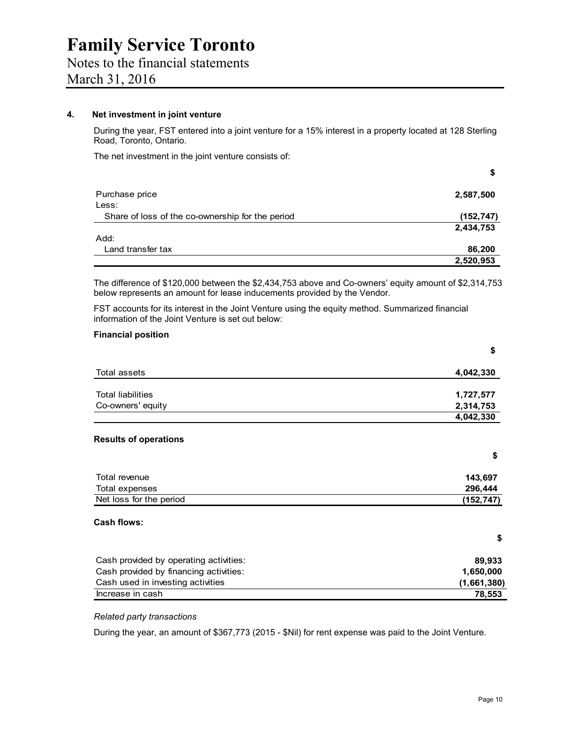# Family Service Toronto

Notes to the financial statements

March 31, 2016

## 4. Net investment in joint venture

During the year, FST entered into a joint venture for a 15% interest in a property located at 128 Sterling Road, Toronto, Ontario.

The net investment in the joint venture consists of:

| | $ |
|---|---|
| Purchase price | **2,587,500** |
| Less: | |
| Share of loss of the co-ownership for the period | **(152,747)** |
| | **2,434,753** |
| Add: | |
| Land transfer tax | **86,200** |
| | **2,520,953** |

The difference of $120,000 between the $2,434,753 above and Co-owners' equity amount of $2,314,753 below represents an amount for lease inducements provided by the Vendor.

FST accounts for its interest in the Joint Venture using the equity method. Summarized financial information of the Joint Venture is set out below:

**Financial position**

| | $ |
|---|---|
| Total assets | **4,042,330** |
| | |
| Total liabilities | **1,727,577** |
| Co-owners' equity | **2,314,753** |
| | **4,042,330** |

**Results of operations**

| | $ |
|---|---|
| Total revenue | **143,697** |
| Total expenses | **296,444** |
| Net loss for the period | **(152,747)** |

**Cash flows:**

| | $ |
|---|---|
| Cash provided by operating activities: | **89,933** |
| Cash provided by financing activities: | **1,650,000** |
| Cash used in investing activities | **(1,661,380)** |
| Increase in cash | **78,553** |

*Related party transactions*

During the year, an amount of $367,773 (2015 - $Nil) for rent expense was paid to the Joint Venture.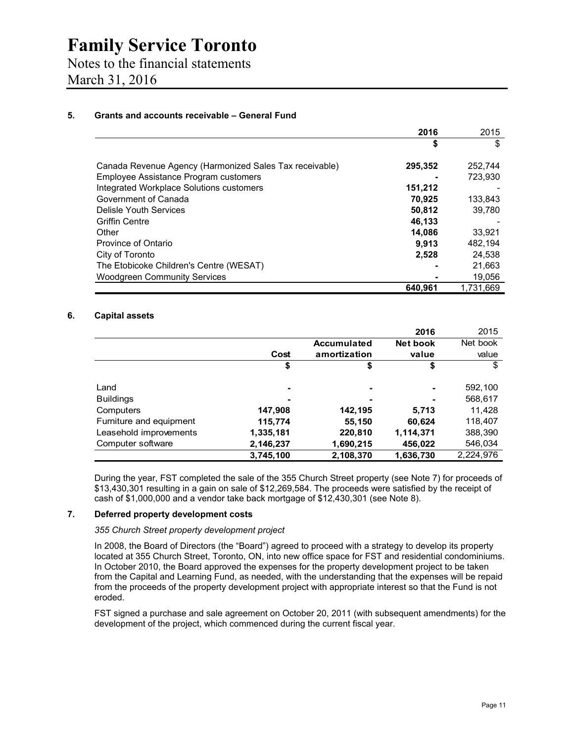# Family Service Toronto

Notes to the financial statements
March 31, 2016

## 5. Grants and accounts receivable – General Fund

| | 2016 | 2015 |
|---|---|---|
| | $ | $ |
| Canada Revenue Agency (Harmonized Sales Tax receivable) | 295,352 | 252,744 |
| Employee Assistance Program customers | - | 723,930 |
| Integrated Workplace Solutions customers | 151,212 | - |
| Government of Canada | 70,925 | 133,843 |
| Delisle Youth Services | 50,812 | 39,780 |
| Griffin Centre | 46,133 | - |
| Other | 14,086 | 33,921 |
| Province of Ontario | 9,913 | 482,194 |
| City of Toronto | 2,528 | 24,538 |
| The Etobicoke Children's Centre (WESAT) | - | 21,663 |
| Woodgreen Community Services | - | 19,056 |
| | 640,961 | 1,731,669 |

## 6. Capital assets

| | | | 2016 | 2015 |
|---|---|---|---|---|
| | Cost | Accumulated amortization | Net book value | Net book value |
| | $ | $ | $ | $ |
| Land | - | - | - | 592,100 |
| Buildings | - | - | - | 568,617 |
| Computers | 147,908 | 142,195 | 5,713 | 11,428 |
| Furniture and equipment | 115,774 | 55,150 | 60,624 | 118,407 |
| Leasehold improvements | 1,335,181 | 220,810 | 1,114,371 | 388,390 |
| Computer software | 2,146,237 | 1,690,215 | 456,022 | 546,034 |
| | 3,745,100 | 2,108,370 | 1,636,730 | 2,224,976 |

During the year, FST completed the sale of the 355 Church Street property (see Note 7) for proceeds of $13,430,301 resulting in a gain on sale of $12,269,584. The proceeds were satisfied by the receipt of cash of $1,000,000 and a vendor take back mortgage of $12,430,301 (see Note 8).

## 7. Deferred property development costs

*355 Church Street property development project*

In 2008, the Board of Directors (the "Board") agreed to proceed with a strategy to develop its property located at 355 Church Street, Toronto, ON, into new office space for FST and residential condominiums. In October 2010, the Board approved the expenses for the property development project to be taken from the Capital and Learning Fund, as needed, with the understanding that the expenses will be repaid from the proceeds of the property development project with appropriate interest so that the Fund is not eroded.

FST signed a purchase and sale agreement on October 20, 2011 (with subsequent amendments) for the development of the project, which commenced during the current fiscal year.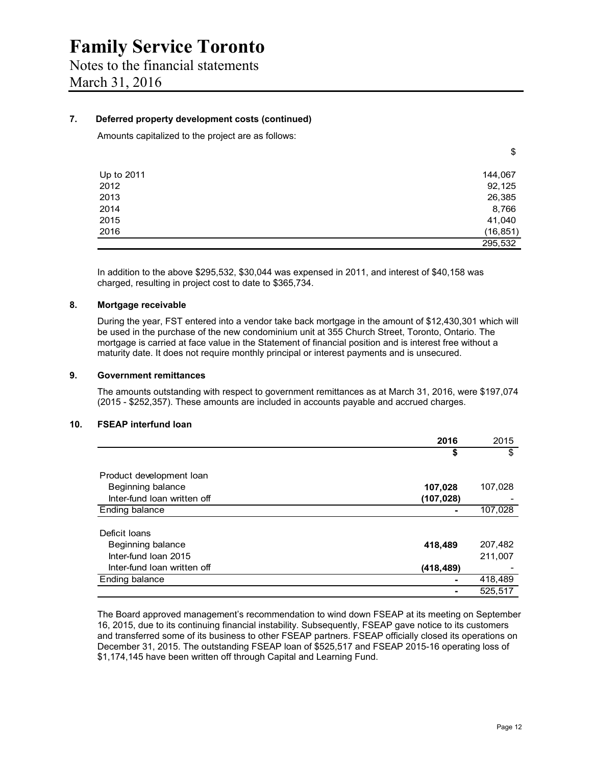#### 7. Deferred property development costs (continued)

Amounts capitalized to the project are as follows:

| | $ |
|---|---|
| Up to 2011 | 144,067 |
| 2012 | 92,125 |
| 2013 | 26,385 |
| 2014 | 8,766 |
| 2015 | 41,040 |
| 2016 | (16,851) |
| | 295,532 |

In addition to the above $295,532, $30,044 was expensed in 2011, and interest of $40,158 was charged, resulting in project cost to date to $365,734.

#### 8. Mortgage receivable

During the year, FST entered into a vendor take back mortgage in the amount of $12,430,301 which will be used in the purchase of the new condominium unit at 355 Church Street, Toronto, Ontario. The mortgage is carried at face value in the Statement of financial position and is interest free without a maturity date. It does not require monthly principal or interest payments and is unsecured.

#### 9. Government remittances

The amounts outstanding with respect to government remittances as at March 31, 2016, were $197,074 (2015 - $252,357). These amounts are included in accounts payable and accrued charges.

#### 10. FSEAP interfund loan

| | **2016** | 2015 |
|---|---|---|
| | **$** | $ |
| Product development loan | | |
| Beginning balance | **107,028** | 107,028 |
| Inter-fund loan written off | **(107,028)** | - |
| Ending balance | **-** | 107,028 |
| Deficit loans | | |
| Beginning balance | **418,489** | 207,482 |
| Inter-fund loan 2015 | | 211,007 |
| Inter-fund loan written off | **(418,489)** | - |
| Ending balance | **-** | 418,489 |
| | **-** | 525,517 |

The Board approved management's recommendation to wind down FSEAP at its meeting on September 16, 2015, due to its continuing financial instability. Subsequently, FSEAP gave notice to its customers and transferred some of its business to other FSEAP partners. FSEAP officially closed its operations on December 31, 2015. The outstanding FSEAP loan of $525,517 and FSEAP 2015-16 operating loss of $1,174,145 have been written off through Capital and Learning Fund.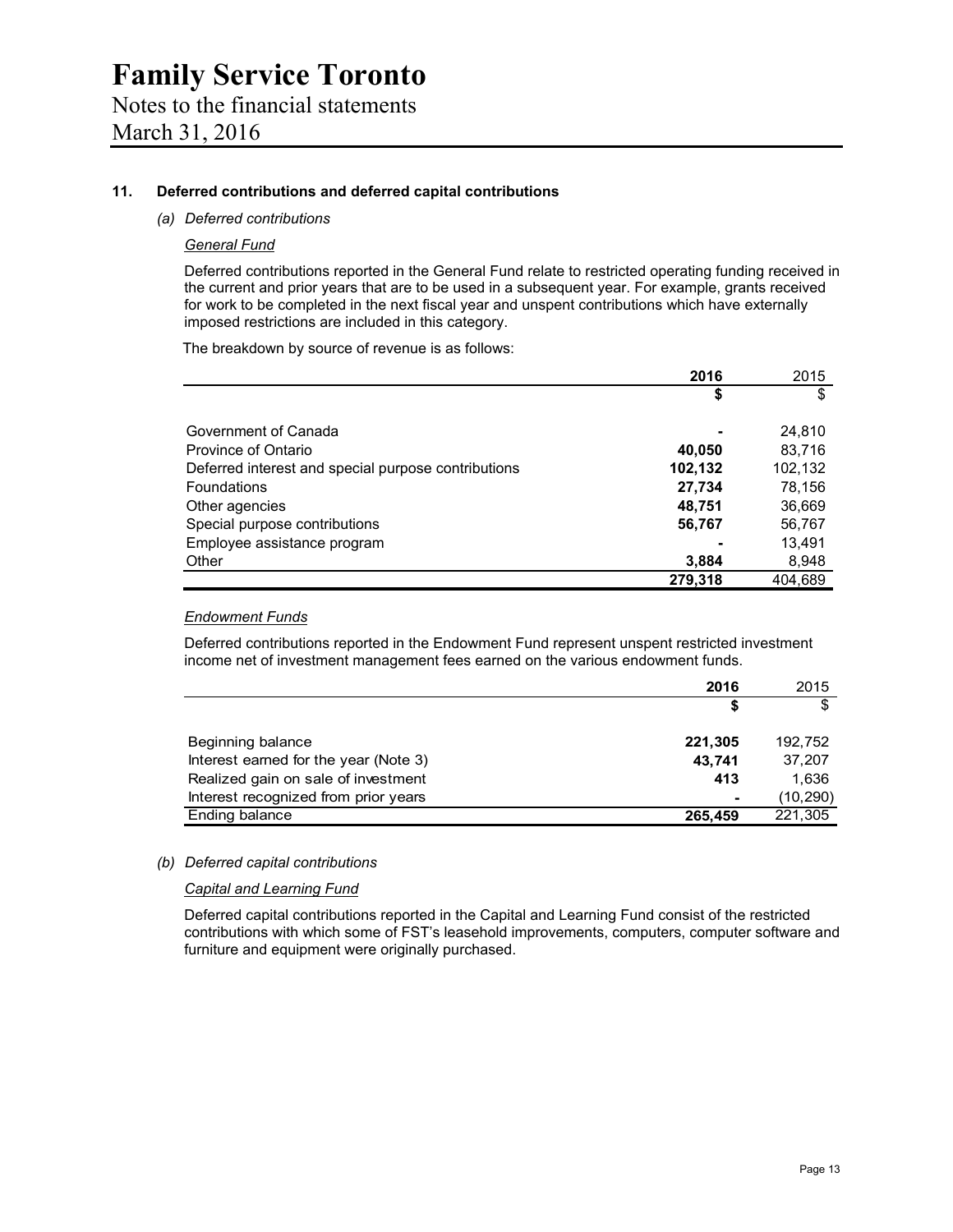## 11. Deferred contributions and deferred capital contributions

### *(a) Deferred contributions*

#### *General Fund*

Deferred contributions reported in the General Fund relate to restricted operating funding received in the current and prior years that are to be used in a subsequent year. For example, grants received for work to be completed in the next fiscal year and unspent contributions which have externally imposed restrictions are included in this category.

The breakdown by source of revenue is as follows:

| | **2016** | 2015 |
|---|---|---|
| | **$** | $ |
| Government of Canada | **-** | 24,810 |
| Province of Ontario | **40,050** | 83,716 |
| Deferred interest and special purpose contributions | **102,132** | 102,132 |
| Foundations | **27,734** | 78,156 |
| Other agencies | **48,751** | 36,669 |
| Special purpose contributions | **56,767** | 56,767 |
| Employee assistance program | **-** | 13,491 |
| Other | **3,884** | 8,948 |
| | **279,318** | 404,689 |

#### *Endowment Funds*

Deferred contributions reported in the Endowment Fund represent unspent restricted investment income net of investment management fees earned on the various endowment funds.

| | **2016** | 2015 |
|---|---|---|
| | **$** | $ |
| Beginning balance | **221,305** | 192,752 |
| Interest earned for the year (Note 3) | **43,741** | 37,207 |
| Realized gain on sale of investment | **413** | 1,636 |
| Interest recognized from prior years | **-** | (10,290) |
| Ending balance | **265,459** | 221,305 |

### *(b) Deferred capital contributions*

#### *Capital and Learning Fund*

Deferred capital contributions reported in the Capital and Learning Fund consist of the restricted contributions with which some of FST's leasehold improvements, computers, computer software and furniture and equipment were originally purchased.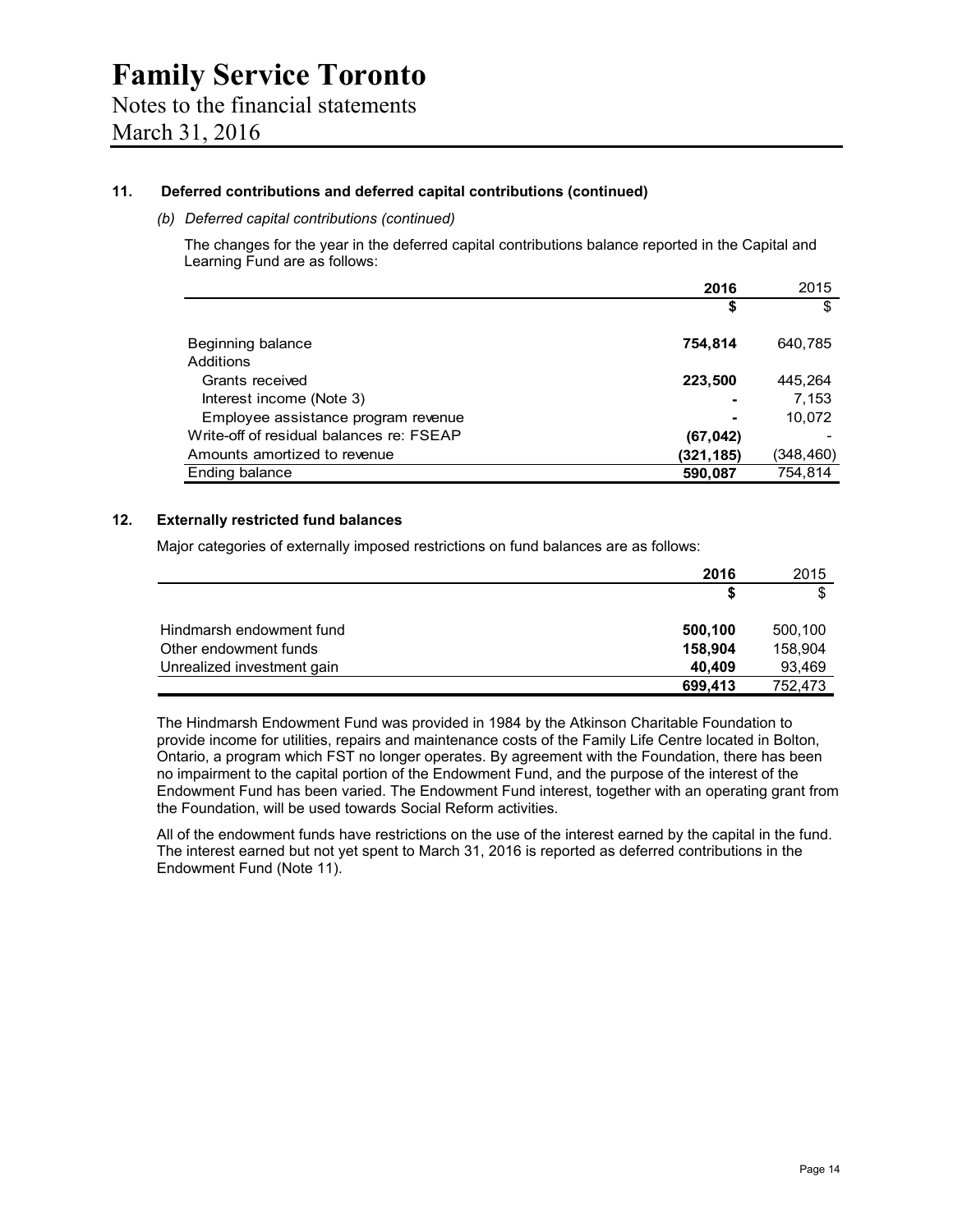# Family Service Toronto

Notes to the financial statements

March 31, 2016

## 11. Deferred contributions and deferred capital contributions (continued)

*(b) Deferred capital contributions (continued)*

The changes for the year in the deferred capital contributions balance reported in the Capital and Learning Fund are as follows:

| | 2016 | 2015 |
|---|---|---|
| | $ | $ |
| Beginning balance | 754,814 | 640,785 |
| Additions | | |
| Grants received | 223,500 | 445,264 |
| Interest income (Note 3) | - | 7,153 |
| Employee assistance program revenue | - | 10,072 |
| Write-off of residual balances re: FSEAP | (67,042) | - |
| Amounts amortized to revenue | (321,185) | (348,460) |
| Ending balance | 590,087 | 754,814 |

## 12. Externally restricted fund balances

Major categories of externally imposed restrictions on fund balances are as follows:

| | 2016 | 2015 |
|---|---|---|
| | $ | $ |
| Hindmarsh endowment fund | 500,100 | 500,100 |
| Other endowment funds | 158,904 | 158,904 |
| Unrealized investment gain | 40,409 | 93,469 |
| | 699,413 | 752,473 |

The Hindmarsh Endowment Fund was provided in 1984 by the Atkinson Charitable Foundation to provide income for utilities, repairs and maintenance costs of the Family Life Centre located in Bolton, Ontario, a program which FST no longer operates. By agreement with the Foundation, there has been no impairment to the capital portion of the Endowment Fund, and the purpose of the interest of the Endowment Fund has been varied. The Endowment Fund interest, together with an operating grant from the Foundation, will be used towards Social Reform activities.

All of the endowment funds have restrictions on the use of the interest earned by the capital in the fund. The interest earned but not yet spent to March 31, 2016 is reported as deferred contributions in the Endowment Fund (Note 11).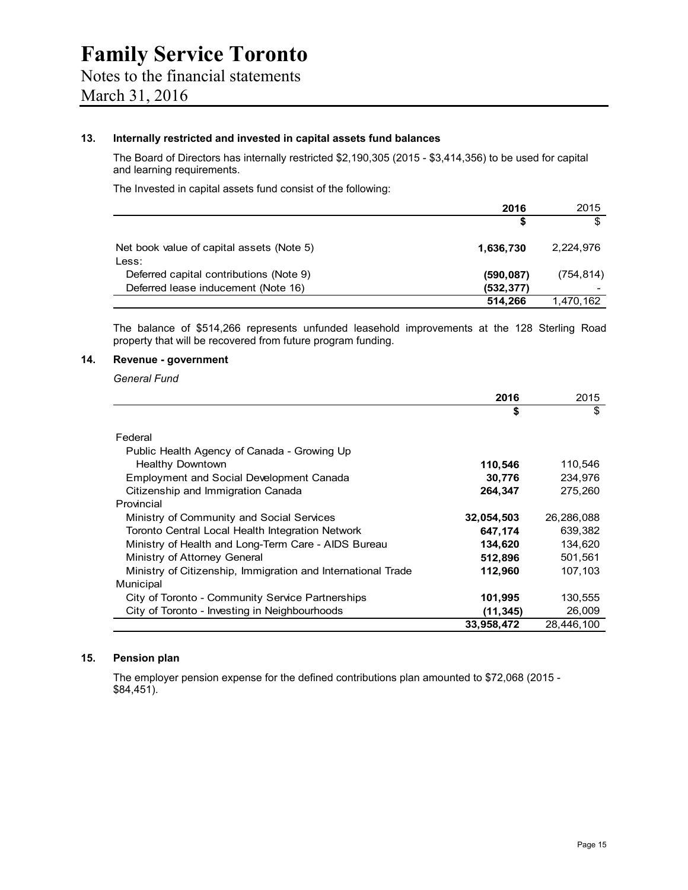# Family Service Toronto

Notes to the financial statements

March 31, 2016

### 13. Internally restricted and invested in capital assets fund balances

The Board of Directors has internally restricted $2,190,305 (2015 - $3,414,356) to be used for capital and learning requirements.

The Invested in capital assets fund consist of the following:

| | **2016** | 2015 |
|---|---|---|
| | **$** | $ |
| Net book value of capital assets (Note 5) | **1,636,730** | 2,224,976 |
| Less: | | |
| Deferred capital contributions (Note 9) | **(590,087)** | (754,814) |
| Deferred lease inducement (Note 16) | **(532,377)** | - |
| | **514,266** | 1,470,162 |

The balance of $514,266 represents unfunded leasehold improvements at the 128 Sterling Road property that will be recovered from future program funding.

### 14. Revenue - government

*General Fund*

| | **2016** | 2015 |
|---|---|---|
| | **$** | $ |
| Federal | | |
| Public Health Agency of Canada - Growing Up Healthy Downtown | **110,546** | 110,546 |
| Employment and Social Development Canada | **30,776** | 234,976 |
| Citizenship and Immigration Canada | **264,347** | 275,260 |
| Provincial | | |
| Ministry of Community and Social Services | **32,054,503** | 26,286,088 |
| Toronto Central Local Health Integration Network | **647,174** | 639,382 |
| Ministry of Health and Long-Term Care - AIDS Bureau | **134,620** | 134,620 |
| Ministry of Attorney General | **512,896** | 501,561 |
| Ministry of Citizenship, Immigration and International Trade | **112,960** | 107,103 |
| Municipal | | |
| City of Toronto - Community Service Partnerships | **101,995** | 130,555 |
| City of Toronto - Investing in Neighbourhoods | **(11,345)** | 26,009 |
| | **33,958,472** | 28,446,100 |

### 15. Pension plan

The employer pension expense for the defined contributions plan amounted to $72,068 (2015 - $84,451).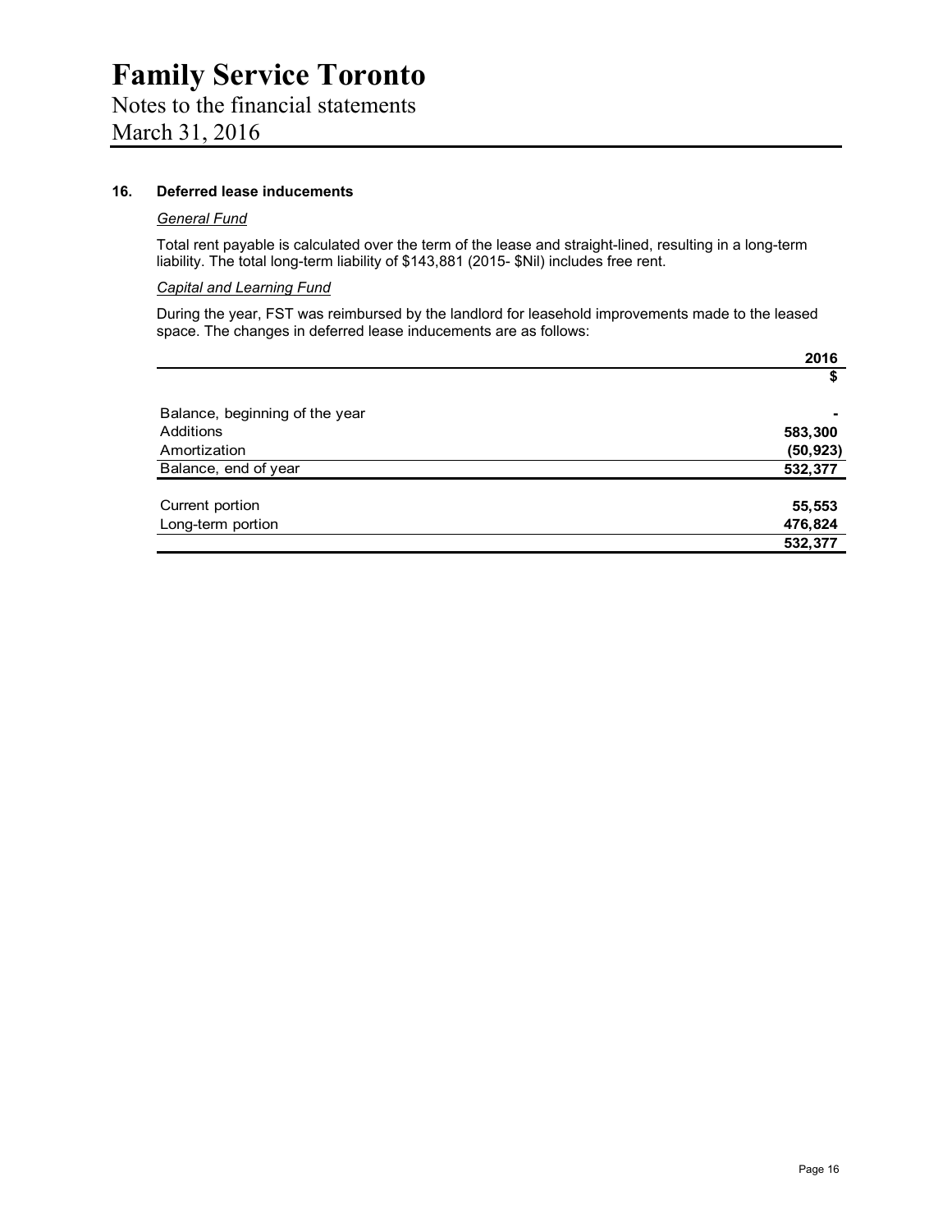# Family Service Toronto

Notes to the financial statements
March 31, 2016

## 16. Deferred lease inducements

*General Fund*

Total rent payable is calculated over the term of the lease and straight-lined, resulting in a long-term liability. The total long-term liability of $143,881 (2015- $Nil) includes free rent.

*Capital and Learning Fund*

During the year, FST was reimbursed by the landlord for leasehold improvements made to the leased space. The changes in deferred lease inducements are as follows:

| | 2016 |
|---|---|
| | $ |
| Balance, beginning of the year | - |
| Additions | 583,300 |
| Amortization | (50,923) |
| Balance, end of year | 532,377 |
| Current portion | 55,553 |
| Long-term portion | 476,824 |
| | 532,377 |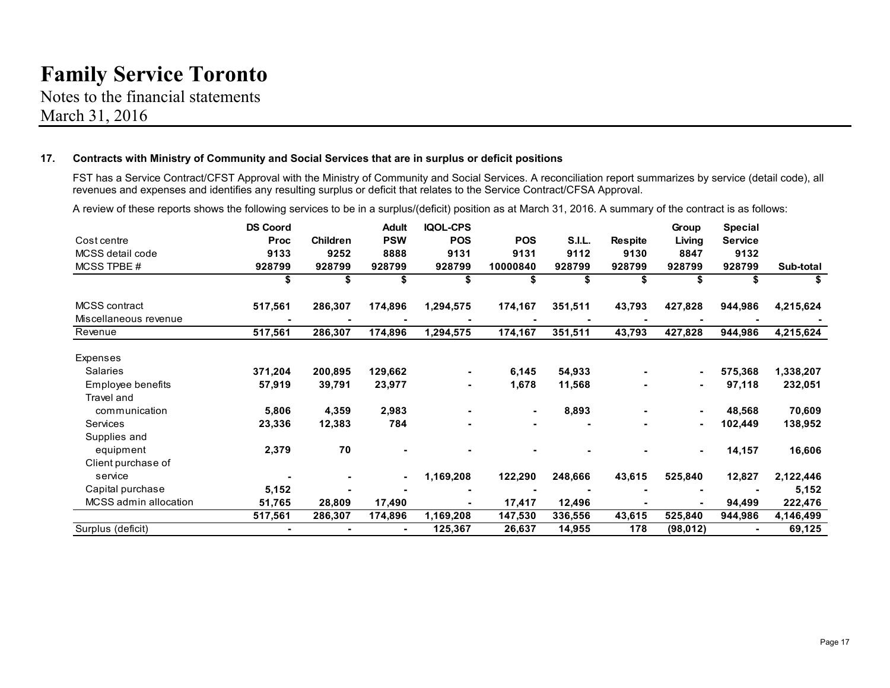# Family Service Toronto

Notes to the financial statements
March 31, 2016

**17. Contracts with Ministry of Community and Social Services that are in surplus or deficit positions**

FST has a Service Contract/CFST Approval with the Ministry of Community and Social Services. A reconciliation report summarizes by service (detail code), all revenues and expenses and identifies any resulting surplus or deficit that relates to the Service Contract/CFSA Approval.

A review of these reports shows the following services to be in a surplus/(deficit) position as at March 31, 2016. A summary of the contract is as follows:

| Cost centre | DS Coord Proc | Children | Adult PSW | IQOL-CPS POS | POS | S.I.L. | Respite | Group Living | Special Service | Sub-total |
|---|---|---|---|---|---|---|---|---|---|---|
| MCSS detail code | 9133 | 9252 | 8888 | 9131 | 9131 | 9112 | 9130 | 8847 | 9132 | |
| MCSS TPBE # | 928799 | 928799 | 928799 | 928799 | 10000840 | 928799 | 928799 | 928799 | 928799 | |
| | $ | $ | $ | $ | $ | $ | $ | $ | $ | $ |
| MCSS contract | 517,561 | 286,307 | 174,896 | 1,294,575 | 174,167 | 351,511 | 43,793 | 427,828 | 944,986 | 4,215,624 |
| Miscellaneous revenue | - | - | - | - | - | - | - | - | - | - |
| Revenue | 517,561 | 286,307 | 174,896 | 1,294,575 | 174,167 | 351,511 | 43,793 | 427,828 | 944,986 | 4,215,624 |
| Expenses | | | | | | | | | | |
| Salaries | 371,204 | 200,895 | 129,662 | - | 6,145 | 54,933 | - | - | 575,368 | 1,338,207 |
| Employee benefits | 57,919 | 39,791 | 23,977 | - | 1,678 | 11,568 | - | - | 97,118 | 232,051 |
| Travel and communication | 5,806 | 4,359 | 2,983 | - | - | 8,893 | - | - | 48,568 | 70,609 |
| Services | 23,336 | 12,383 | 784 | - | - | - | - | - | 102,449 | 138,952 |
| Supplies and equipment | 2,379 | 70 | - | - | - | - | - | - | 14,157 | 16,606 |
| Client purchase of service | - | - | - | 1,169,208 | 122,290 | 248,666 | 43,615 | 525,840 | 12,827 | 2,122,446 |
| Capital purchase | 5,152 | - | - | - | - | - | - | - | - | 5,152 |
| MCSS admin allocation | 51,765 | 28,809 | 17,490 | - | 17,417 | 12,496 | - | - | 94,499 | 222,476 |
| | 517,561 | 286,307 | 174,896 | 1,169,208 | 147,530 | 336,556 | 43,615 | 525,840 | 944,986 | 4,146,499 |
| Surplus (deficit) | - | - | - | 125,367 | 26,637 | 14,955 | 178 | (98,012) | - | 69,125 |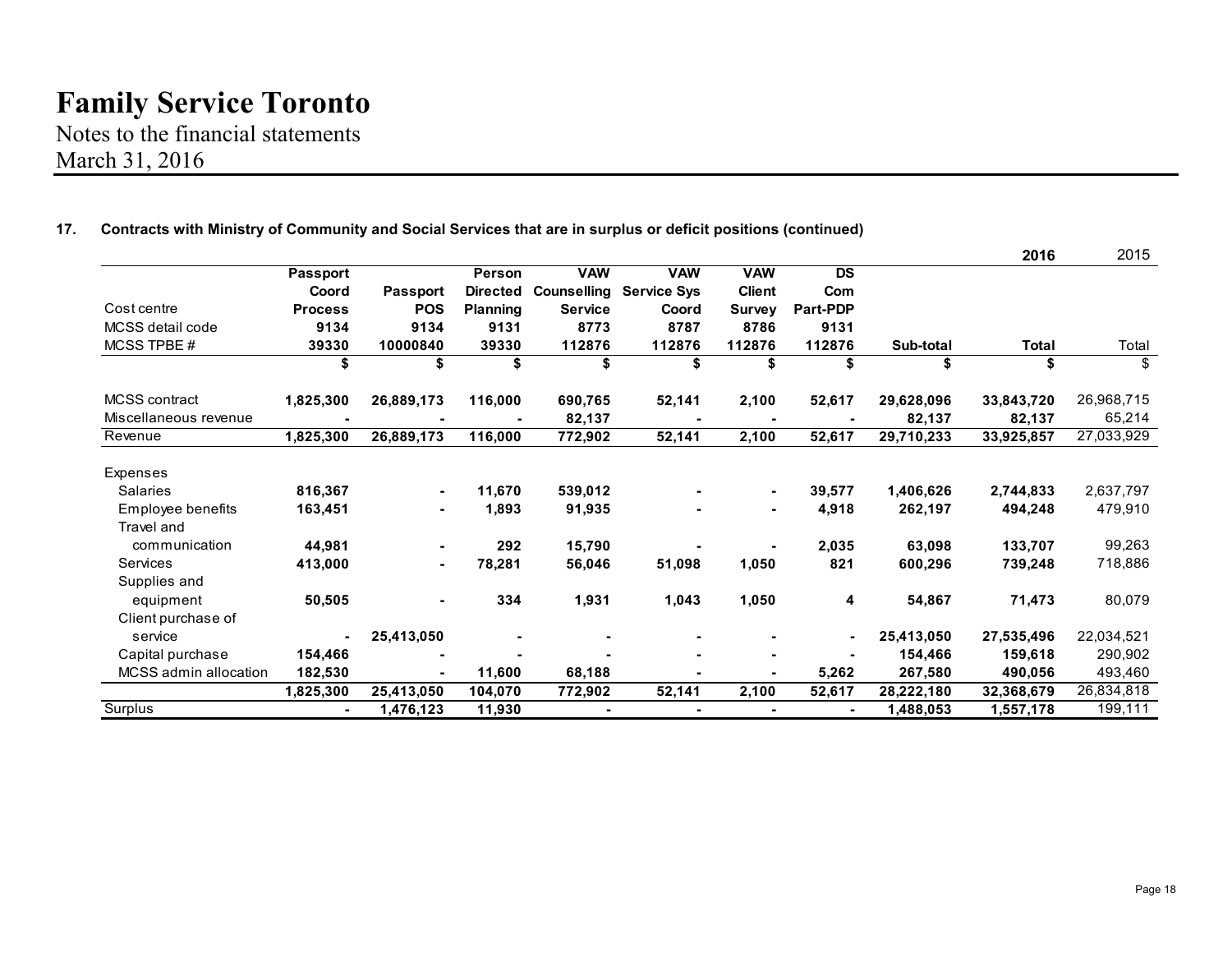# Family Service Toronto

Notes to the financial statements
March 31, 2016

**17. Contracts with Ministry of Community and Social Services that are in surplus or deficit positions (continued)**

| | | | | | | | | | 2016 | 2015 |
|---|---|---|---|---|---|---|---|---|---|---|
| | **Passport Coord** | **Passport** | **Person Directed** | **VAW Counselling** | **VAW Service Sys** | **VAW Client** | **DS Com** | | | |
| Cost centre | **Process** | **POS** | **Planning** | **Service** | **Coord** | **Survey** | **Part-PDP** | | | |
| MCSS detail code | **9134** | **9134** | **9131** | **8773** | **8787** | **8786** | **9131** | | | |
| MCSS TPBE # | **39330** | **10000840** | **39330** | **112876** | **112876** | **112876** | **112876** | **Sub-total** | **Total** | Total |
| | **$** | **$** | **$** | **$** | **$** | **$** | **$** | **$** | **$** | $ |
| MCSS contract | **1,825,300** | **26,889,173** | **116,000** | **690,765** | **52,141** | **2,100** | **52,617** | **29,628,096** | **33,843,720** | 26,968,715 |
| Miscellaneous revenue | **-** | **-** | **-** | **82,137** | **-** | **-** | **-** | **82,137** | **82,137** | 65,214 |
| Revenue | **1,825,300** | **26,889,173** | **116,000** | **772,902** | **52,141** | **2,100** | **52,617** | **29,710,233** | **33,925,857** | 27,033,929 |
| Expenses | | | | | | | | | | |
| Salaries | **816,367** | **-** | **11,670** | **539,012** | **-** | **-** | **39,577** | **1,406,626** | **2,744,833** | 2,637,797 |
| Employee benefits | **163,451** | **-** | **1,893** | **91,935** | **-** | **-** | **4,918** | **262,197** | **494,248** | 479,910 |
| Travel and communication | **44,981** | **-** | **292** | **15,790** | **-** | **-** | **2,035** | **63,098** | **133,707** | 99,263 |
| Services | **413,000** | **-** | **78,281** | **56,046** | **51,098** | **1,050** | **821** | **600,296** | **739,248** | 718,886 |
| Supplies and equipment | **50,505** | **-** | **334** | **1,931** | **1,043** | **1,050** | **4** | **54,867** | **71,473** | 80,079 |
| Client purchase of service | **-** | **25,413,050** | **-** | **-** | **-** | **-** | **-** | **25,413,050** | **27,535,496** | 22,034,521 |
| Capital purchase | **154,466** | **-** | **-** | **-** | **-** | **-** | **-** | **154,466** | **159,618** | 290,902 |
| MCSS admin allocation | **182,530** | **-** | **11,600** | **68,188** | **-** | **-** | **5,262** | **267,580** | **490,056** | 493,460 |
| | **1,825,300** | **25,413,050** | **104,070** | **772,902** | **52,141** | **2,100** | **52,617** | **28,222,180** | **32,368,679** | 26,834,818 |
| Surplus | **-** | **1,476,123** | **11,930** | **-** | **-** | **-** | **-** | **1,488,053** | **1,557,178** | 199,111 |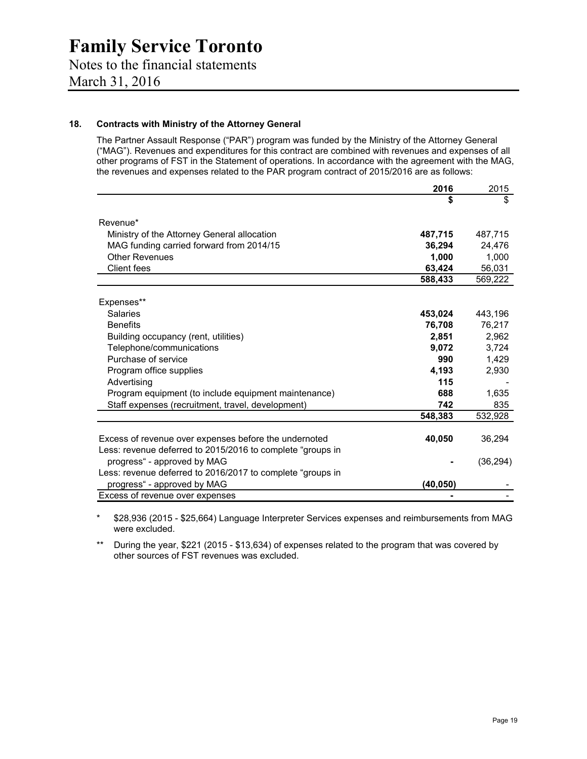### 18. Contracts with Ministry of the Attorney General

The Partner Assault Response ("PAR") program was funded by the Ministry of the Attorney General ("MAG"). Revenues and expenditures for this contract are combined with revenues and expenses of all other programs of FST in the Statement of operations. In accordance with the agreement with the MAG, the revenues and expenses related to the PAR program contract of 2015/2016 are as follows:

| | **2016** | 2015 |
|---|---|---|
| | **$** | $ |
| Revenue* | | |
| Ministry of the Attorney General allocation | **487,715** | 487,715 |
| MAG funding carried forward from 2014/15 | **36,294** | 24,476 |
| Other Revenues | **1,000** | 1,000 |
| Client fees | **63,424** | 56,031 |
| | **588,433** | 569,222 |
| Expenses** | | |
| Salaries | **453,024** | 443,196 |
| Benefits | **76,708** | 76,217 |
| Building occupancy (rent, utilities) | **2,851** | 2,962 |
| Telephone/communications | **9,072** | 3,724 |
| Purchase of service | **990** | 1,429 |
| Program office supplies | **4,193** | 2,930 |
| Advertising | **115** | - |
| Program equipment (to include equipment maintenance) | **688** | 1,635 |
| Staff expenses (recruitment, travel, development) | **742** | 835 |
| | **548,383** | 532,928 |
| Excess of revenue over expenses before the undernoted | **40,050** | 36,294 |
| Less: revenue deferred to 2015/2016 to complete "groups in progress" - approved by MAG | **-** | (36,294) |
| Less: revenue deferred to 2016/2017 to complete "groups in progress" - approved by MAG | **(40,050)** | - |
| Excess of revenue over expenses | **-** | - |

\* $28,936 (2015 - $25,664) Language Interpreter Services expenses and reimbursements from MAG were excluded.

\*\* During the year, $221 (2015 - $13,634) of expenses related to the program that was covered by other sources of FST revenues was excluded.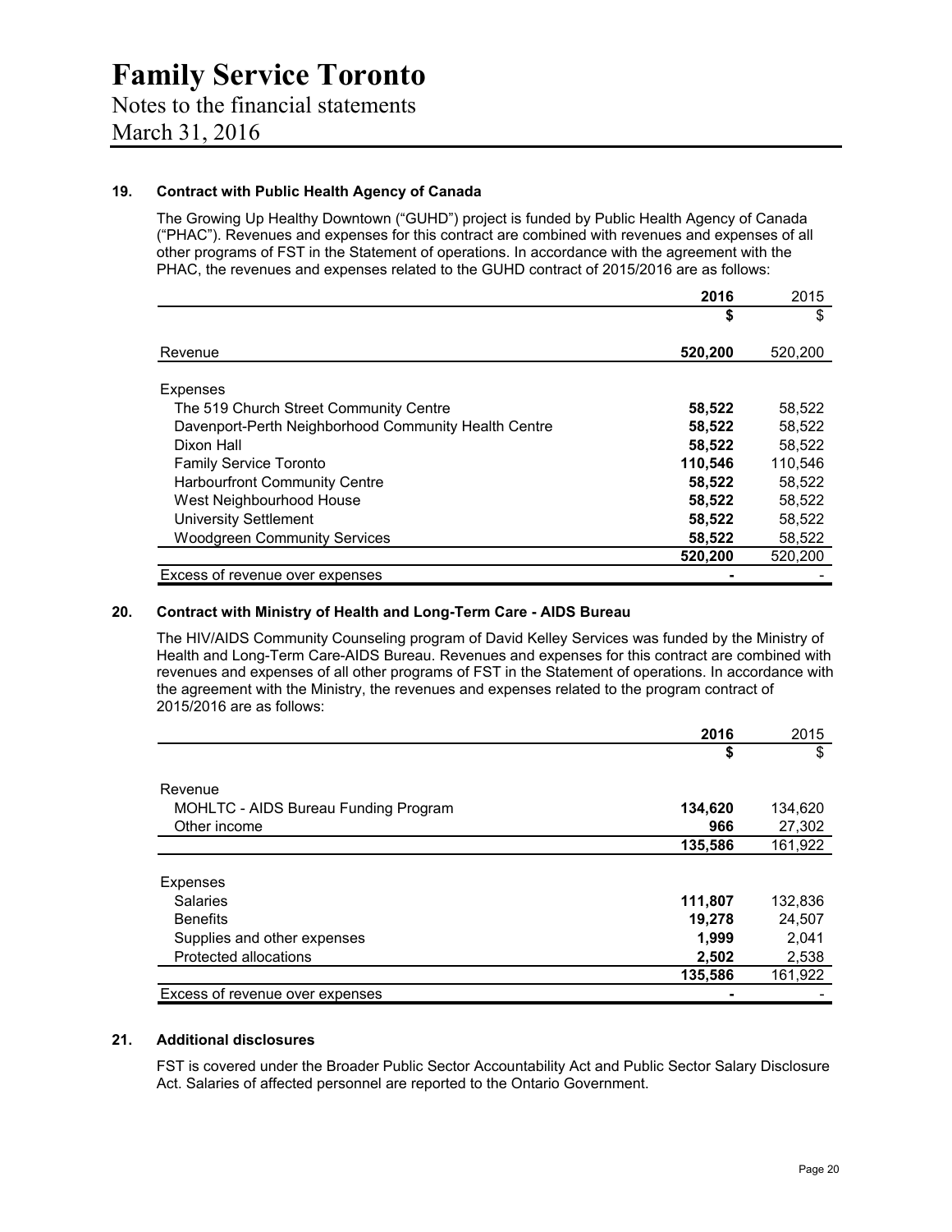# Family Service Toronto

Notes to the financial statements

March 31, 2016

## 19. Contract with Public Health Agency of Canada

The Growing Up Healthy Downtown ("GUHD") project is funded by Public Health Agency of Canada ("PHAC"). Revenues and expenses for this contract are combined with revenues and expenses of all other programs of FST in the Statement of operations. In accordance with the agreement with the PHAC, the revenues and expenses related to the GUHD contract of 2015/2016 are as follows:

| | **2016** | 2015 |
|---|---|---|
| | **$** | $ |
| Revenue | **520,200** | 520,200 |
| Expenses | | |
| The 519 Church Street Community Centre | **58,522** | 58,522 |
| Davenport-Perth Neighborhood Community Health Centre | **58,522** | 58,522 |
| Dixon Hall | **58,522** | 58,522 |
| Family Service Toronto | **110,546** | 110,546 |
| Harbourfront Community Centre | **58,522** | 58,522 |
| West Neighbourhood House | **58,522** | 58,522 |
| University Settlement | **58,522** | 58,522 |
| Woodgreen Community Services | **58,522** | 58,522 |
| | **520,200** | 520,200 |
| Excess of revenue over expenses | **-** | - |

## 20. Contract with Ministry of Health and Long-Term Care - AIDS Bureau

The HIV/AIDS Community Counseling program of David Kelley Services was funded by the Ministry of Health and Long-Term Care-AIDS Bureau. Revenues and expenses for this contract are combined with revenues and expenses of all other programs of FST in the Statement of operations. In accordance with the agreement with the Ministry, the revenues and expenses related to the program contract of 2015/2016 are as follows:

| | **2016** | 2015 |
|---|---|---|
| | **$** | $ |
| Revenue | | |
| MOHLTC - AIDS Bureau Funding Program | **134,620** | 134,620 |
| Other income | **966** | 27,302 |
| | **135,586** | 161,922 |
| Expenses | | |
| Salaries | **111,807** | 132,836 |
| Benefits | **19,278** | 24,507 |
| Supplies and other expenses | **1,999** | 2,041 |
| Protected allocations | **2,502** | 2,538 |
| | **135,586** | 161,922 |
| Excess of revenue over expenses | **-** | - |

## 21. Additional disclosures

FST is covered under the Broader Public Sector Accountability Act and Public Sector Salary Disclosure Act. Salaries of affected personnel are reported to the Ontario Government.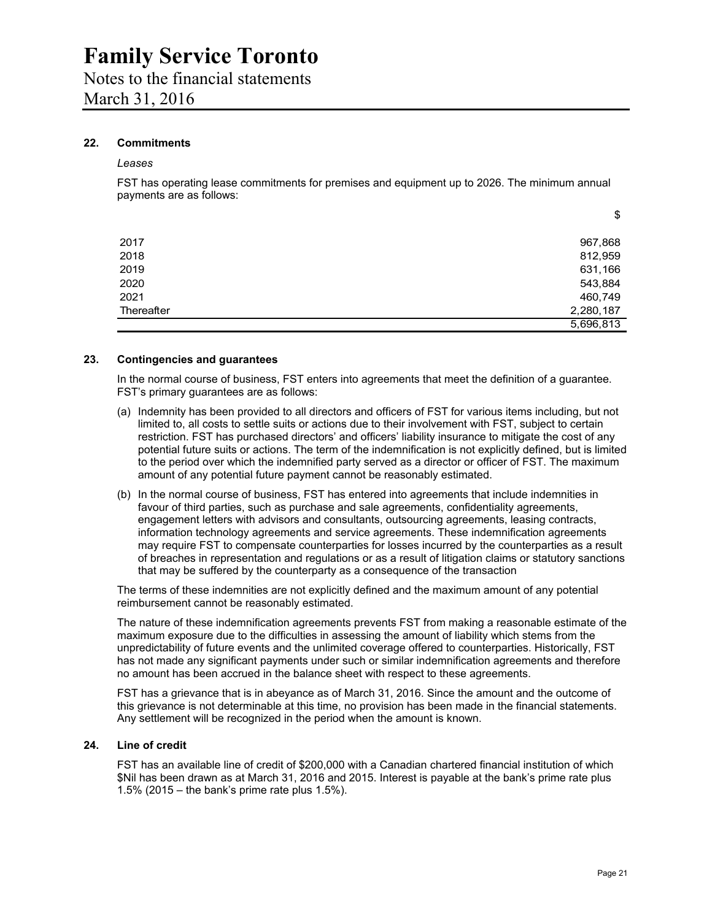# Family Service Toronto

Notes to the financial statements

March 31, 2016

## 22. Commitments

*Leases*

FST has operating lease commitments for premises and equipment up to 2026. The minimum annual payments are as follows:

| | $ |
|---|---|
| 2017 | 967,868 |
| 2018 | 812,959 |
| 2019 | 631,166 |
| 2020 | 543,884 |
| 2021 | 460,749 |
| Thereafter | 2,280,187 |
| | 5,696,813 |

## 23. Contingencies and guarantees

In the normal course of business, FST enters into agreements that meet the definition of a guarantee. FST's primary guarantees are as follows:

(a) Indemnity has been provided to all directors and officers of FST for various items including, but not limited to, all costs to settle suits or actions due to their involvement with FST, subject to certain restriction. FST has purchased directors' and officers' liability insurance to mitigate the cost of any potential future suits or actions. The term of the indemnification is not explicitly defined, but is limited to the period over which the indemnified party served as a director or officer of FST. The maximum amount of any potential future payment cannot be reasonably estimated.

(b) In the normal course of business, FST has entered into agreements that include indemnities in favour of third parties, such as purchase and sale agreements, confidentiality agreements, engagement letters with advisors and consultants, outsourcing agreements, leasing contracts, information technology agreements and service agreements. These indemnification agreements may require FST to compensate counterparties for losses incurred by the counterparties as a result of breaches in representation and regulations or as a result of litigation claims or statutory sanctions that may be suffered by the counterparty as a consequence of the transaction

The terms of these indemnities are not explicitly defined and the maximum amount of any potential reimbursement cannot be reasonably estimated.

The nature of these indemnification agreements prevents FST from making a reasonable estimate of the maximum exposure due to the difficulties in assessing the amount of liability which stems from the unpredictability of future events and the unlimited coverage offered to counterparties. Historically, FST has not made any significant payments under such or similar indemnification agreements and therefore no amount has been accrued in the balance sheet with respect to these agreements.

FST has a grievance that is in abeyance as of March 31, 2016. Since the amount and the outcome of this grievance is not determinable at this time, no provision has been made in the financial statements. Any settlement will be recognized in the period when the amount is known.

## 24. Line of credit

FST has an available line of credit of $200,000 with a Canadian chartered financial institution of which $Nil has been drawn as at March 31, 2016 and 2015. Interest is payable at the bank's prime rate plus 1.5% (2015 – the bank's prime rate plus 1.5%).